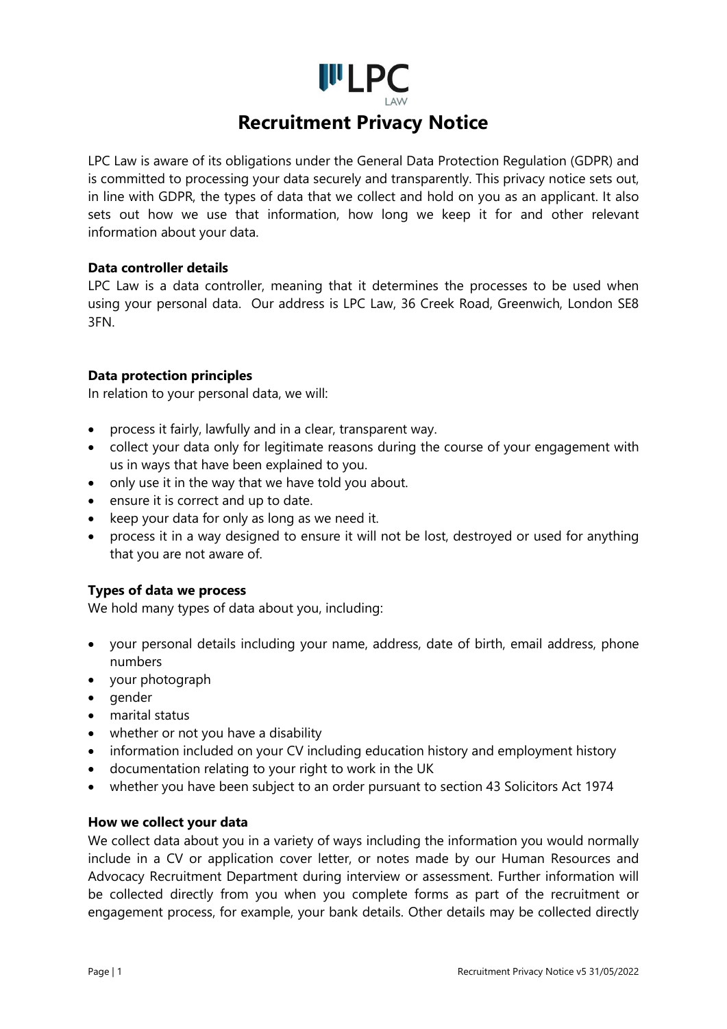LPC LAW

# Recruitment Privacy Notice

LPC Law is aware of its obligations under the General Data Protection Regulation (GDPR) and is committed to processing your data securely and transparently. This privacy notice sets out, in line with GDPR, the types of data that we collect and hold on you as an applicant. It also sets out how we use that information, how long we keep it for and other relevant information about your data.

**Data controller details**

LPC Law is a data controller, meaning that it determines the processes to be used when using your personal data. Our address is LPC Law, 36 Creek Road, Greenwich, London SE8 3FN.

**Data protection principles**

In relation to your personal data, we will:

- process it fairly, lawfully and in a clear, transparent way.
- collect your data only for legitimate reasons during the course of your engagement with us in ways that have been explained to you.
- only use it in the way that we have told you about.
- ensure it is correct and up to date.
- keep your data for only as long as we need it.
- process it in a way designed to ensure it will not be lost, destroyed or used for anything that you are not aware of.

**Types of data we process**

We hold many types of data about you, including:

- your personal details including your name, address, date of birth, email address, phone numbers
- your photograph
- gender
- marital status
- whether or not you have a disability
- information included on your CV including education history and employment history
- documentation relating to your right to work in the UK
- whether you have been subject to an order pursuant to section 43 Solicitors Act 1974

**How we collect your data**

We collect data about you in a variety of ways including the information you would normally include in a CV or application cover letter, or notes made by our Human Resources and Advocacy Recruitment Department during interview or assessment. Further information will be collected directly from you when you complete forms as part of the recruitment or engagement process, for example, your bank details. Other details may be collected directly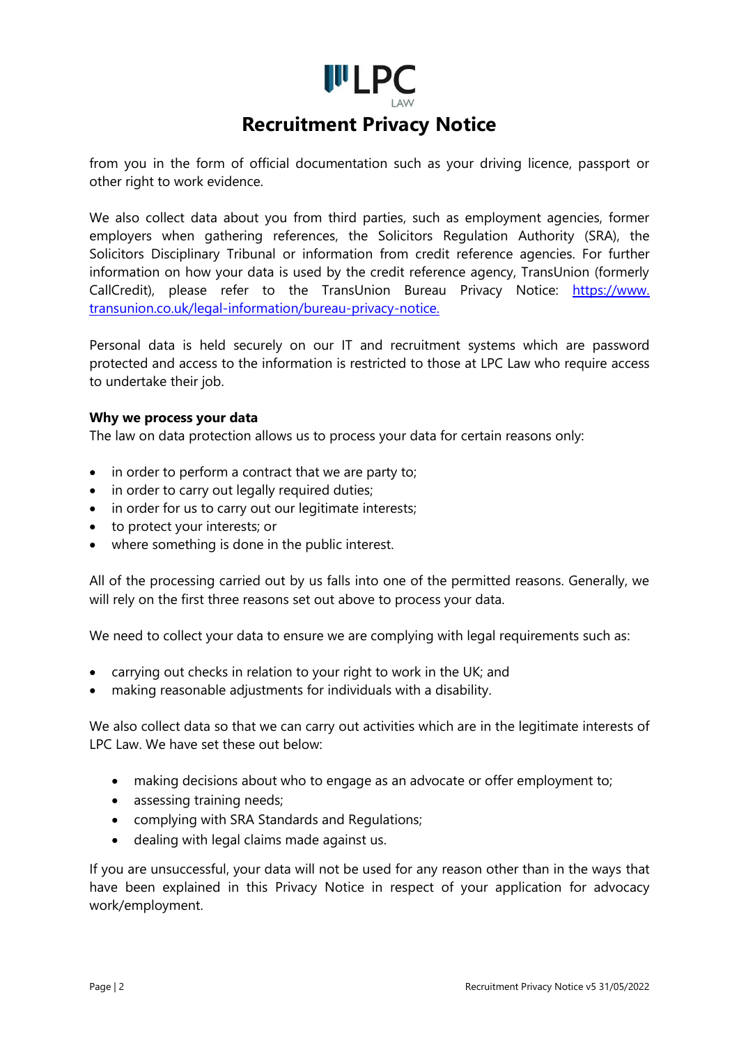from you in the form of official documentation such as your driving licence, passport or other right to work evidence.

We also collect data about you from third parties, such as employment agencies, former employers when gathering references, the Solicitors Regulation Authority (SRA), the Solicitors Disciplinary Tribunal or information from credit reference agencies. For further information on how your data is used by the credit reference agency, TransUnion (formerly CallCredit), please refer to the TransUnion Bureau Privacy Notice: [https://www.transunion.co.uk/legal-information/bureau-privacy-notice.](https://www.transunion.co.uk/legal-information/bureau-privacy-notice)

Personal data is held securely on our IT and recruitment systems which are password protected and access to the information is restricted to those at LPC Law who require access to undertake their job.

**Why we process your data**

The law on data protection allows us to process your data for certain reasons only:

- in order to perform a contract that we are party to;
- in order to carry out legally required duties;
- in order for us to carry out our legitimate interests;
- to protect your interests; or
- where something is done in the public interest.

All of the processing carried out by us falls into one of the permitted reasons. Generally, we will rely on the first three reasons set out above to process your data.

We need to collect your data to ensure we are complying with legal requirements such as:

- carrying out checks in relation to your right to work in the UK; and
- making reasonable adjustments for individuals with a disability.

We also collect data so that we can carry out activities which are in the legitimate interests of LPC Law. We have set these out below:

- making decisions about who to engage as an advocate or offer employment to;
- assessing training needs;
- complying with SRA Standards and Regulations;
- dealing with legal claims made against us.

If you are unsuccessful, your data will not be used for any reason other than in the ways that have been explained in this Privacy Notice in respect of your application for advocacy work/employment.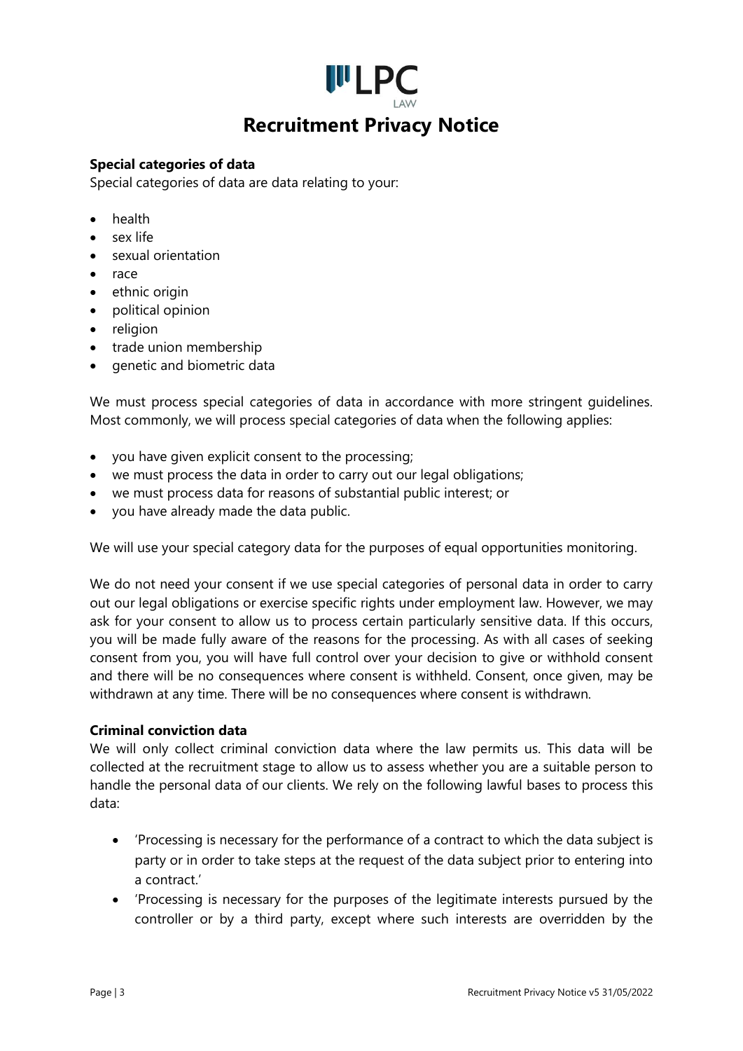# Recruitment Privacy Notice

**Special categories of data**

Special categories of data are data relating to your:

- health
- sex life
- sexual orientation
- race
- ethnic origin
- political opinion
- religion
- trade union membership
- genetic and biometric data

We must process special categories of data in accordance with more stringent guidelines. Most commonly, we will process special categories of data when the following applies:

- you have given explicit consent to the processing;
- we must process the data in order to carry out our legal obligations;
- we must process data for reasons of substantial public interest; or
- you have already made the data public.

We will use your special category data for the purposes of equal opportunities monitoring.

We do not need your consent if we use special categories of personal data in order to carry out our legal obligations or exercise specific rights under employment law. However, we may ask for your consent to allow us to process certain particularly sensitive data. If this occurs, you will be made fully aware of the reasons for the processing. As with all cases of seeking consent from you, you will have full control over your decision to give or withhold consent and there will be no consequences where consent is withheld. Consent, once given, may be withdrawn at any time. There will be no consequences where consent is withdrawn.

**Criminal conviction data**

We will only collect criminal conviction data where the law permits us. This data will be collected at the recruitment stage to allow us to assess whether you are a suitable person to handle the personal data of our clients. We rely on the following lawful bases to process this data:

- 'Processing is necessary for the performance of a contract to which the data subject is party or in order to take steps at the request of the data subject prior to entering into a contract.'
- 'Processing is necessary for the purposes of the legitimate interests pursued by the controller or by a third party, except where such interests are overridden by the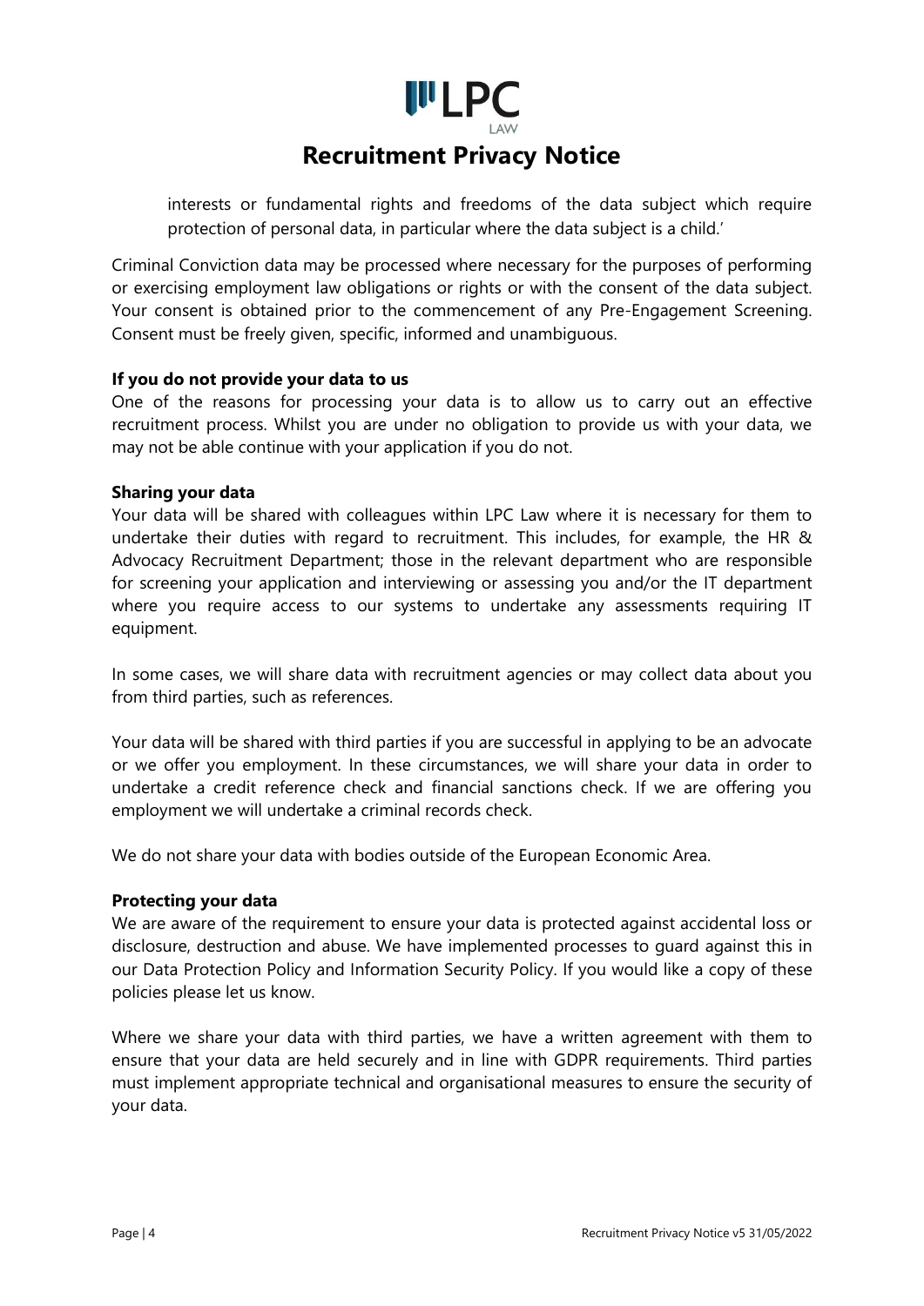interests or fundamental rights and freedoms of the data subject which require protection of personal data, in particular where the data subject is a child.'

Criminal Conviction data may be processed where necessary for the purposes of performing or exercising employment law obligations or rights or with the consent of the data subject. Your consent is obtained prior to the commencement of any Pre-Engagement Screening. Consent must be freely given, specific, informed and unambiguous.

**If you do not provide your data to us**

One of the reasons for processing your data is to allow us to carry out an effective recruitment process. Whilst you are under no obligation to provide us with your data, we may not be able continue with your application if you do not.

**Sharing your data**

Your data will be shared with colleagues within LPC Law where it is necessary for them to undertake their duties with regard to recruitment. This includes, for example, the HR & Advocacy Recruitment Department; those in the relevant department who are responsible for screening your application and interviewing or assessing you and/or the IT department where you require access to our systems to undertake any assessments requiring IT equipment.

In some cases, we will share data with recruitment agencies or may collect data about you from third parties, such as references.

Your data will be shared with third parties if you are successful in applying to be an advocate or we offer you employment. In these circumstances, we will share your data in order to undertake a credit reference check and financial sanctions check. If we are offering you employment we will undertake a criminal records check.

We do not share your data with bodies outside of the European Economic Area.

**Protecting your data**

We are aware of the requirement to ensure your data is protected against accidental loss or disclosure, destruction and abuse. We have implemented processes to guard against this in our Data Protection Policy and Information Security Policy. If you would like a copy of these policies please let us know.

Where we share your data with third parties, we have a written agreement with them to ensure that your data are held securely and in line with GDPR requirements. Third parties must implement appropriate technical and organisational measures to ensure the security of your data.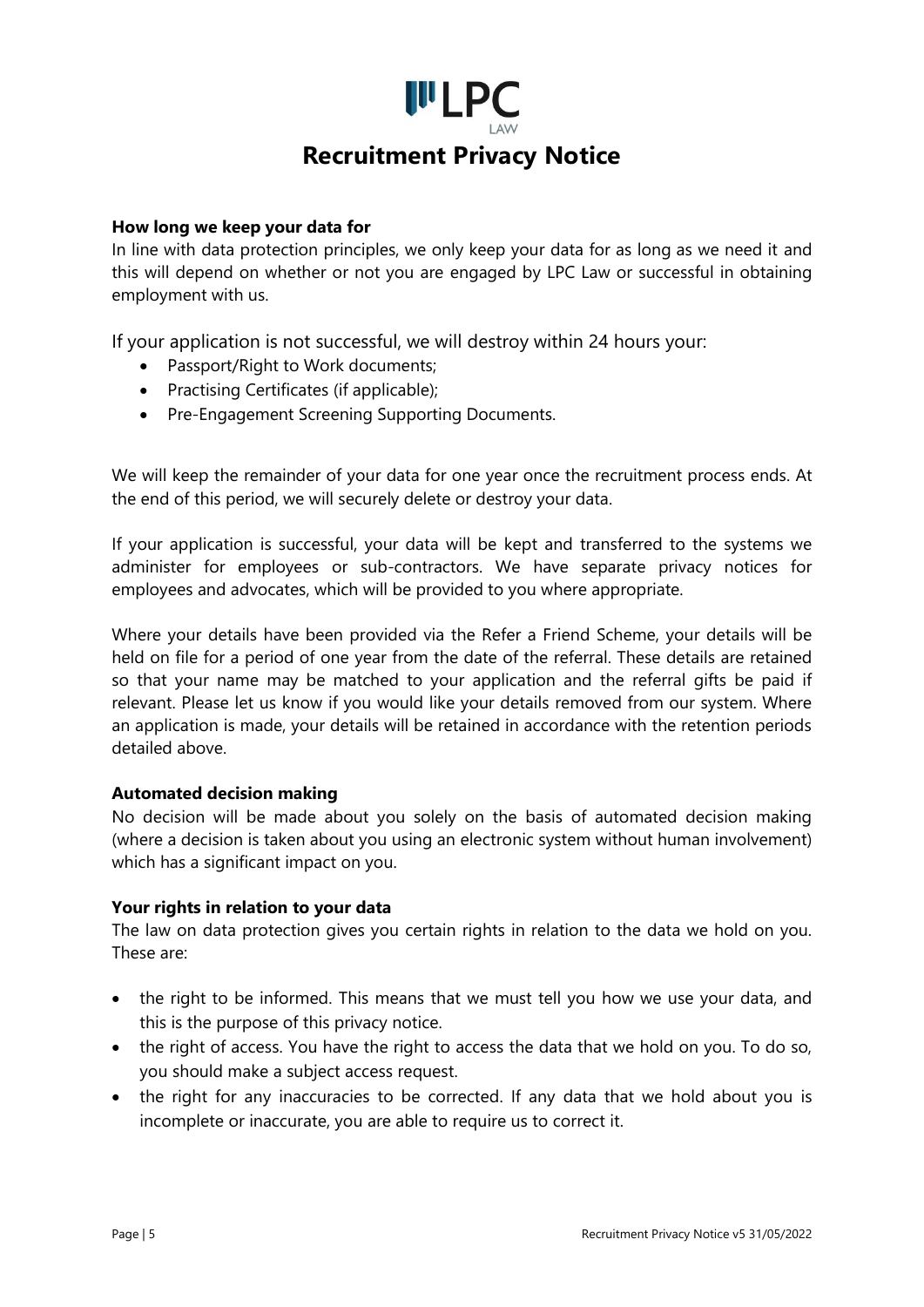# Recruitment Privacy Notice

**How long we keep your data for**

In line with data protection principles, we only keep your data for as long as we need it and this will depend on whether or not you are engaged by LPC Law or successful in obtaining employment with us.

If your application is not successful, we will destroy within 24 hours your:

- Passport/Right to Work documents;
- Practising Certificates (if applicable);
- Pre-Engagement Screening Supporting Documents.

We will keep the remainder of your data for one year once the recruitment process ends. At the end of this period, we will securely delete or destroy your data.

If your application is successful, your data will be kept and transferred to the systems we administer for employees or sub-contractors. We have separate privacy notices for employees and advocates, which will be provided to you where appropriate.

Where your details have been provided via the Refer a Friend Scheme, your details will be held on file for a period of one year from the date of the referral. These details are retained so that your name may be matched to your application and the referral gifts be paid if relevant. Please let us know if you would like your details removed from our system. Where an application is made, your details will be retained in accordance with the retention periods detailed above.

**Automated decision making**

No decision will be made about you solely on the basis of automated decision making (where a decision is taken about you using an electronic system without human involvement) which has a significant impact on you.

**Your rights in relation to your data**

The law on data protection gives you certain rights in relation to the data we hold on you. These are:

- the right to be informed. This means that we must tell you how we use your data, and this is the purpose of this privacy notice.
- the right of access. You have the right to access the data that we hold on you. To do so, you should make a subject access request.
- the right for any inaccuracies to be corrected. If any data that we hold about you is incomplete or inaccurate, you are able to require us to correct it.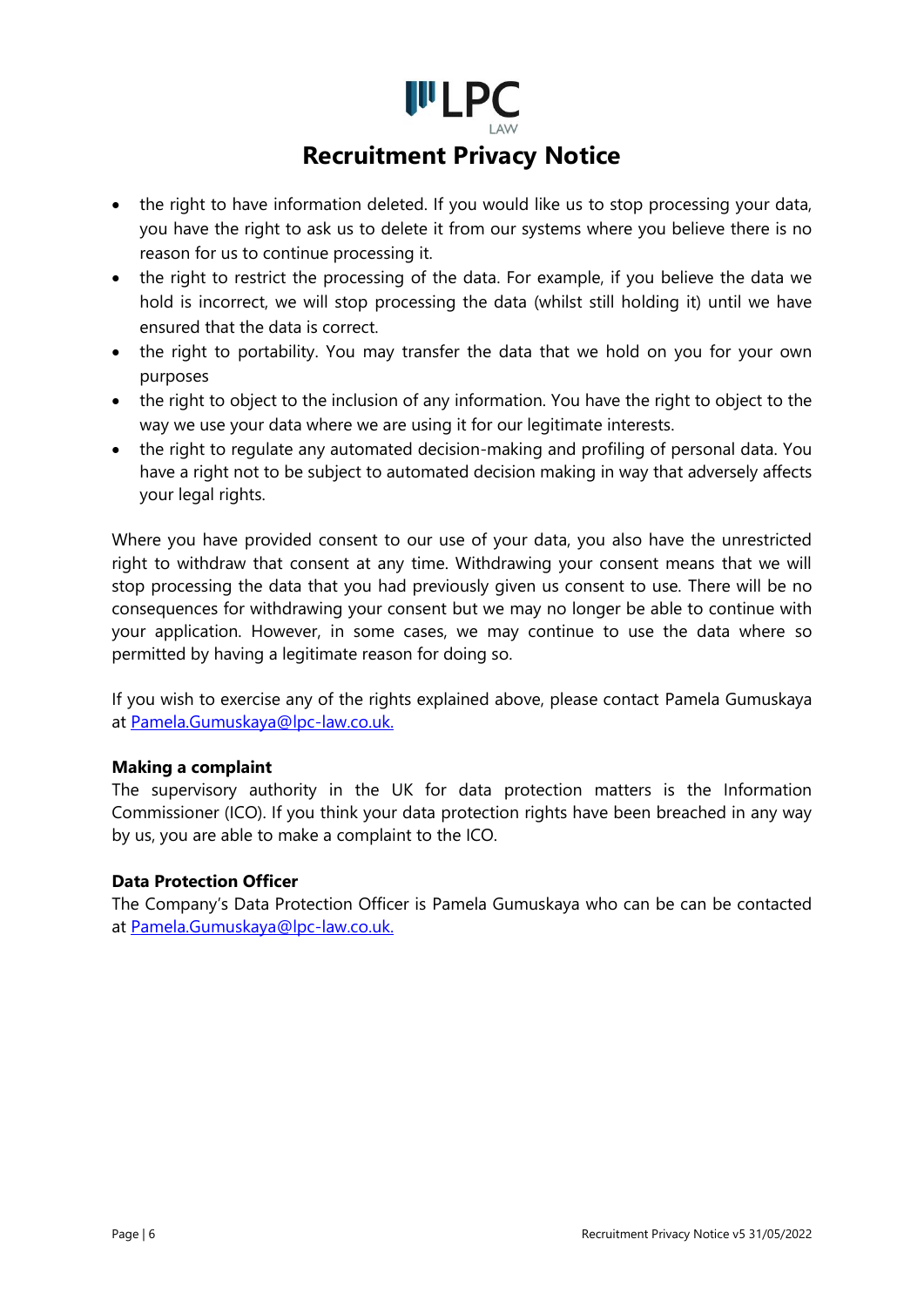- the right to have information deleted. If you would like us to stop processing your data, you have the right to ask us to delete it from our systems where you believe there is no reason for us to continue processing it.
- the right to restrict the processing of the data. For example, if you believe the data we hold is incorrect, we will stop processing the data (whilst still holding it) until we have ensured that the data is correct.
- the right to portability. You may transfer the data that we hold on you for your own purposes
- the right to object to the inclusion of any information. You have the right to object to the way we use your data where we are using it for our legitimate interests.
- the right to regulate any automated decision-making and profiling of personal data. You have a right not to be subject to automated decision making in way that adversely affects your legal rights.

Where you have provided consent to our use of your data, you also have the unrestricted right to withdraw that consent at any time. Withdrawing your consent means that we will stop processing the data that you had previously given us consent to use. There will be no consequences for withdrawing your consent but we may no longer be able to continue with your application. However, in some cases, we may continue to use the data where so permitted by having a legitimate reason for doing so.

If you wish to exercise any of the rights explained above, please contact Pamela Gumuskaya at Pamela.Gumuskaya@lpc-law.co.uk.

**Making a complaint**

The supervisory authority in the UK for data protection matters is the Information Commissioner (ICO). If you think your data protection rights have been breached in any way by us, you are able to make a complaint to the ICO.

**Data Protection Officer**

The Company's Data Protection Officer is Pamela Gumuskaya who can be can be contacted at Pamela.Gumuskaya@lpc-law.co.uk.